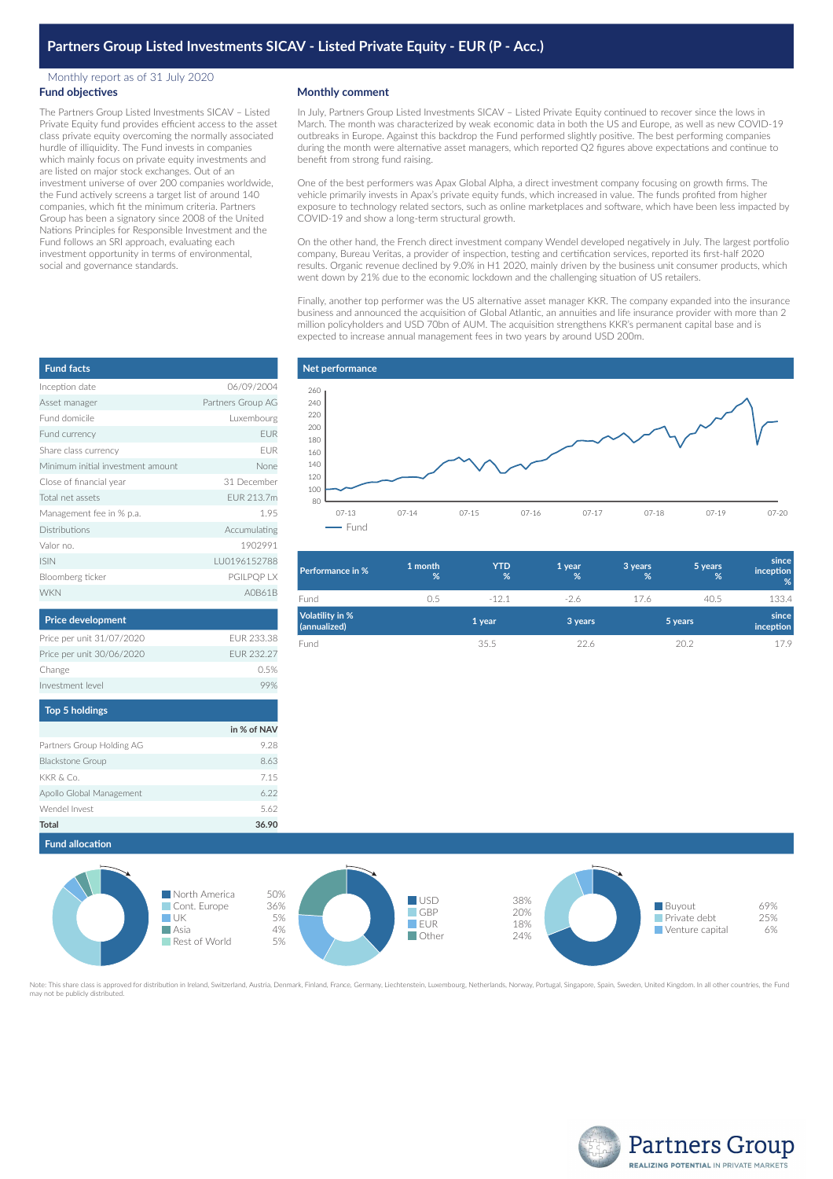# Partners Group Listed Investments SICAV - Listed Private Equity - EUR (P - Acc.)

Monthly report as of 31 July 2020

## Fund objectives

The Partners Group Listed Investments SICAV – Listed Private Equity fund provides efficient access to the asset class private equity overcoming the normally associated hurdle of illiquidity. The Fund invests in companies which mainly focus on private equity investments and are listed on major stock exchanges. Out of an investment universe of over 200 companies worldwide, the Fund actively screens a target list of around 140 companies, which fit the minimum criteria. Partners Group has been a signatory since 2008 of the United Nations Principles for Responsible Investment and the Fund follows an SRI approach, evaluating each investment opportunity in terms of environmental, social and governance standards.

## Monthly comment

In July, Partners Group Listed Investments SICAV – Listed Private Equity continued to recover since the lows in March. The month was characterized by weak economic data in both the US and Europe, as well as new COVID-19 outbreaks in Europe. Against this backdrop the Fund performed slightly positive. The best performing companies during the month were alternative asset managers, which reported Q2 figures above expectations and continue to benefit from strong fund raising.

One of the best performers was Apax Global Alpha, a direct investment company focusing on growth firms. The vehicle primarily invests in Apax's private equity funds, which increased in value. The funds profited from higher exposure to technology related sectors, such as online marketplaces and software, which have been less impacted by COVID-19 and show a long-term structural growth.

On the other hand, the French direct investment company Wendel developed negatively in July. The largest portfolio company, Bureau Veritas, a provider of inspection, testing and certification services, reported its first-half 2020 results. Organic revenue declined by 9.0% in H1 2020, mainly driven by the business unit consumer products, which went down by 21% due to the economic lockdown and the challenging situation of US retailers.

Finally, another top performer was the US alternative asset manager KKR. The company expanded into the insurance business and announced the acquisition of Global Atlantic, an annuities and life insurance provider with more than 2 million policyholders and USD 70bn of AUM. The acquisition strengthens KKR's permanent capital base and is expected to increase annual management fees in two years by around USD 200m.

## Fund facts

| | |
|---|---|
| Inception date | 06/09/2004 |
| Asset manager | Partners Group AG |
| Fund domicile | Luxembourg |
| Fund currency | EUR |
| Share class currency | EUR |
| Minimum initial investment amount | None |
| Close of financial year | 31 December |
| Total net assets | EUR 213.7m |
| Management fee in % p.a. | 1.95 |
| Distributions | Accumulating |
| Valor no. | 1902991 |
| ISIN | LU0196152788 |
| Bloomberg ticker | PGILPQP LX |
| WKN | A0B61B |

## Net performance

Fund (chart, 07-13 to 07-20)

| Performance in % | 1 month % | YTD % | 1 year % | 3 years % | 5 years % | since inception % |
|---|---|---|---|---|---|---|
| Fund | 0.5 | -12.1 | -2.6 | 17.6 | 40.5 | 133.4 |

| Volatility in % (annualized) | 1 year | 3 years | 5 years | since inception |
|---|---|---|---|---|
| Fund | 35.5 | 22.6 | 20.2 | 17.9 |

## Price development

| | |
|---|---|
| Price per unit 31/07/2020 | EUR 233.38 |
| Price per unit 30/06/2020 | EUR 232.27 |
| Change | 0.5% |
| Investment level | 99% |

## Top 5 holdings

| | in % of NAV |
|---|---|
| Partners Group Holding AG | 9.28 |
| Blackstone Group | 8.63 |
| KKR & Co. | 7.15 |
| Apollo Global Management | 6.22 |
| Wendel Invest | 5.62 |
| **Total** | **36.90** |

## Fund allocation

| Region | % |
|---|---|
| North America | 50% |
| Cont. Europe | 36% |
| UK | 5% |
| Asia | 4% |
| Rest of World | 5% |

| Currency | % |
|---|---|
| USD | 38% |
| GBP | 20% |
| EUR | 18% |
| Other | 24% |

| Investment type | % |
|---|---|
| Buyout | 69% |
| Private debt | 25% |
| Venture capital | 6% |

Note: This share class is approved for distribution in Ireland, Switzerland, Austria, Denmark, Finland, France, Germany, Liechtenstein, Luxembourg, Netherlands, Norway, Portugal, Singapore, Spain, Sweden, United Kingdom. In all other countries, the Fund may not be publicly distributed.

Partners Group
REALIZING POTENTIAL IN PRIVATE MARKETS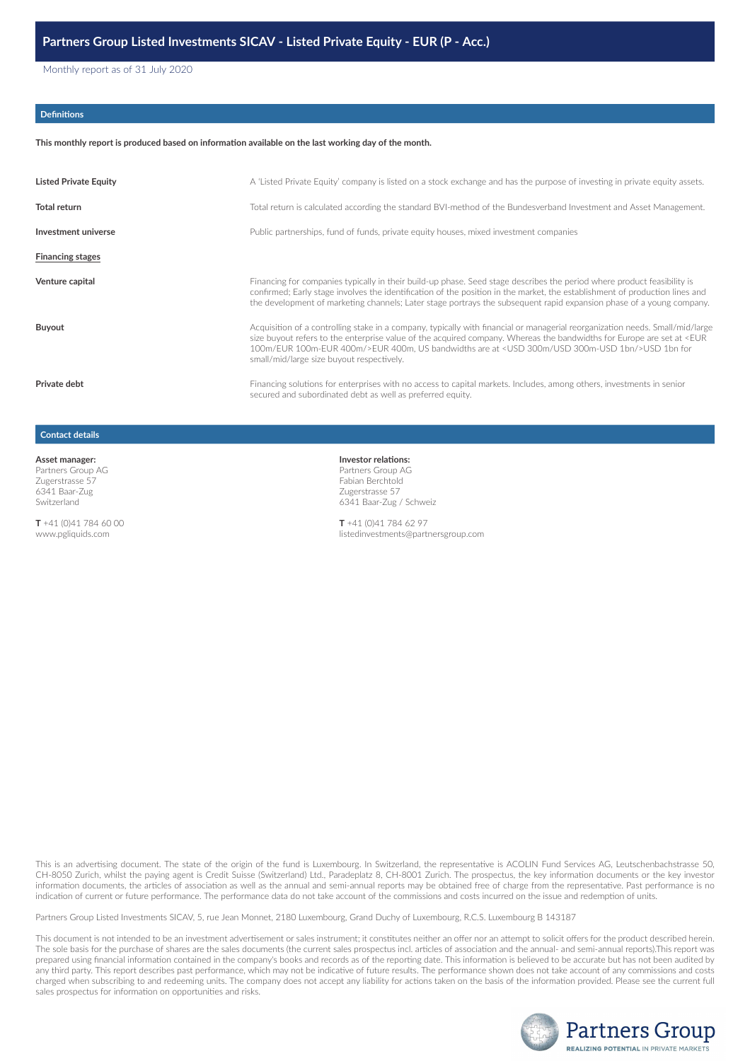# Partners Group Listed Investments SICAV - Listed Private Equity - EUR (P - Acc.)

Monthly report as of 31 July 2020

## Definitions

**This monthly report is produced based on information available on the last working day of the month.**

| | |
|---|---|
| **Listed Private Equity** | A 'Listed Private Equity' company is listed on a stock exchange and has the purpose of investing in private equity assets. |
| **Total return** | Total return is calculated according the standard BVI-method of the Bundesverband Investment and Asset Management. |
| **Investment universe** | Public partnerships, fund of funds, private equity houses, mixed investment companies |
| **Financing stages** | |
| **Venture capital** | Financing for companies typically in their build-up phase. Seed stage describes the period where product feasibility is confirmed; Early stage involves the identification of the position in the market, the establishment of production lines and the development of marketing channels; Later stage portrays the subsequent rapid expansion phase of a young company. |
| **Buyout** | Acquisition of a controlling stake in a company, typically with financial or managerial reorganization needs. Small/mid/large size buyout refers to the enterprise value of the acquired company. Whereas the bandwidths for Europe are set at <EUR 100m/EUR 100m-EUR 400m/>EUR 400m, US bandwidths are at <USD 300m/USD 300m-USD 1bn/>USD 1bn for small/mid/large size buyout respectively. |
| **Private debt** | Financing solutions for enterprises with no access to capital markets. Includes, among others, investments in senior secured and subordinated debt as well as preferred equity. |

## Contact details

**Asset manager:**
Partners Group AG
Zugerstrasse 57
6341 Baar-Zug
Switzerland

**T** +41 (0)41 784 60 00
www.pgliquids.com

**Investor relations:**
Partners Group AG
Fabian Berchtold
Zugerstrasse 57
6341 Baar-Zug / Schweiz

**T** +41 (0)41 784 62 97
listedinvestments@partnersgroup.com

This is an advertising document. The state of the origin of the fund is Luxembourg. In Switzerland, the representative is ACOLIN Fund Services AG, Leutschenbachstrasse 50, CH-8050 Zurich, whilst the paying agent is Credit Suisse (Switzerland) Ltd., Paradeplatz 8, CH-8001 Zurich. The prospectus, the key information documents or the key investor information documents, the articles of association as well as the annual and semi-annual reports may be obtained free of charge from the representative. Past performance is no indication of current or future performance. The performance data do not take account of the commissions and costs incurred on the issue and redemption of units.

Partners Group Listed Investments SICAV, 5, rue Jean Monnet, 2180 Luxembourg, Grand Duchy of Luxembourg, R.C.S. Luxembourg B 143187

This document is not intended to be an investment advertisement or sales instrument; it constitutes neither an offer nor an attempt to solicit offers for the product described herein. The sole basis for the purchase of shares are the sales documents (the current sales prospectus incl. articles of association and the annual- and semi-annual reports).This report was prepared using financial information contained in the company's books and records as of the reporting date. This information is believed to be accurate but has not been audited by any third party. This report describes past performance, which may not be indicative of future results. The performance shown does not take account of any commissions and costs charged when subscribing to and redeeming units. The company does not accept any liability for actions taken on the basis of the information provided. Please see the current full sales prospectus for information on opportunities and risks.

Partners Group
REALIZING POTENTIAL IN PRIVATE MARKETS